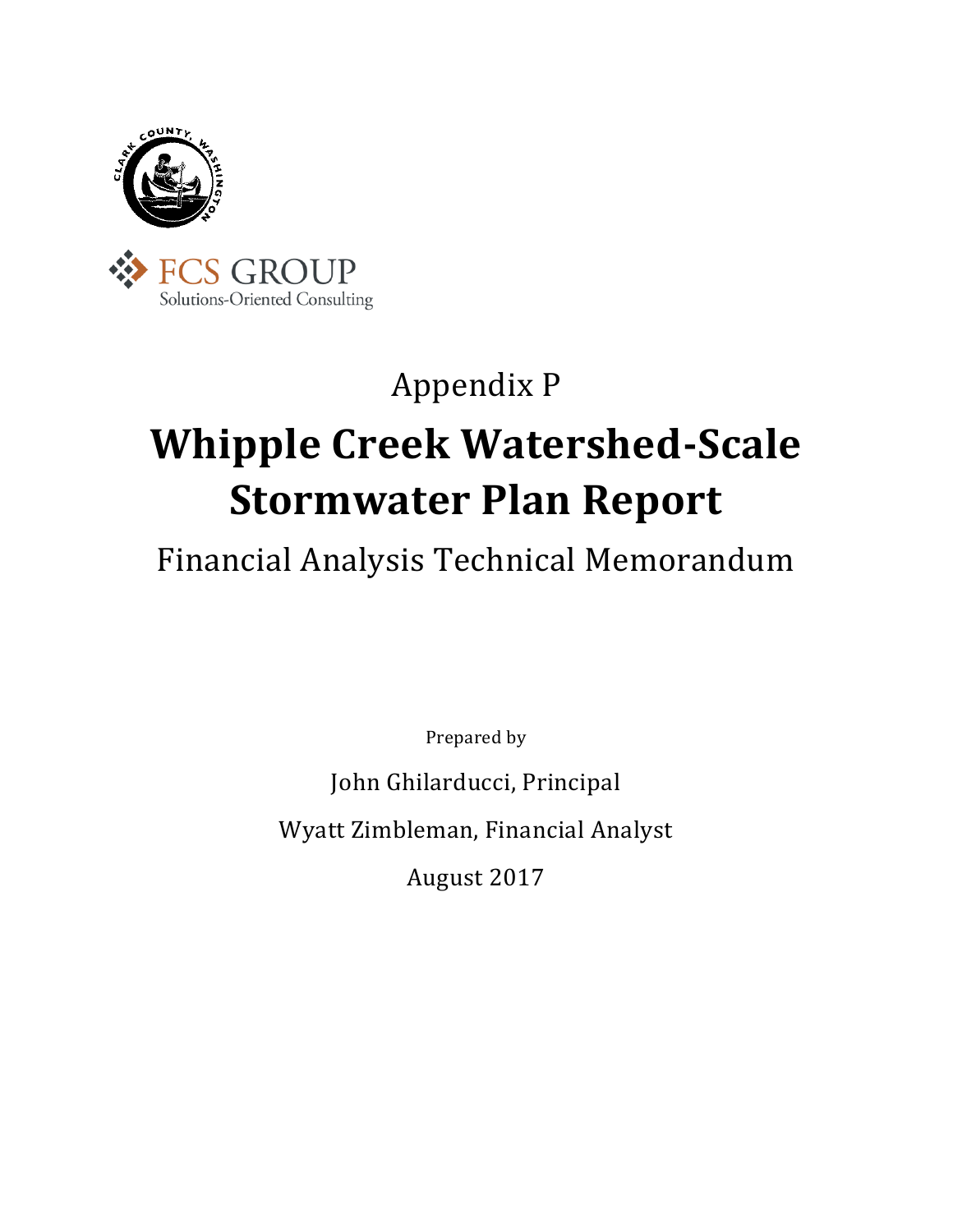Appendix P

# Whipple Creek Watershed-Scale Stormwater Plan Report

## Financial Analysis Technical Memorandum

Prepared by

John Ghilarducci, Principal

Wyatt Zimbleman, Financial Analyst

August 2017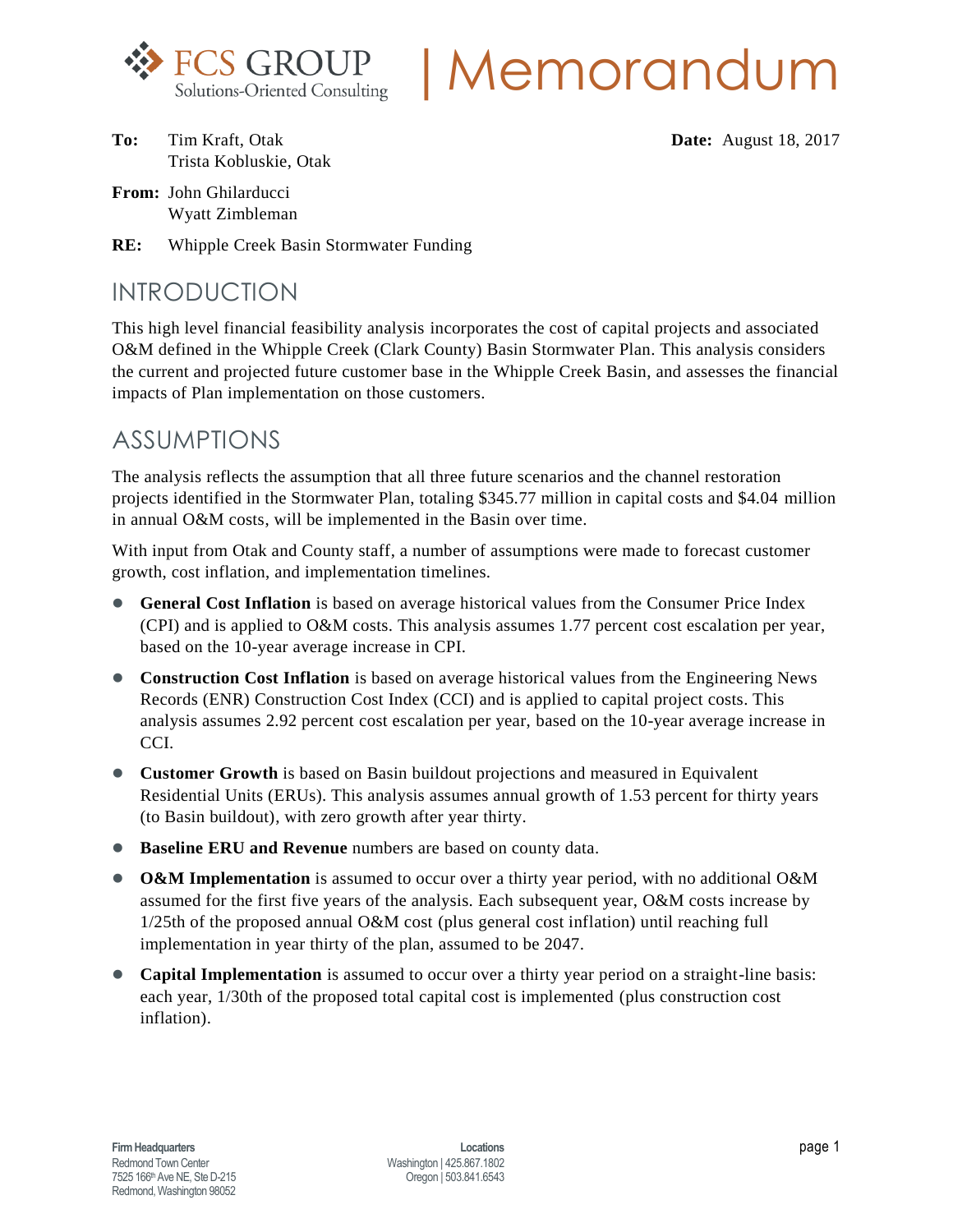# FCS GROUP | Memorandum

**To:** Tim Kraft, Otak
Trista Kobluskie, Otak

**Date:** August 18, 2017

**From:** John Ghilarducci
Wyatt Zimbleman

**RE:** Whipple Creek Basin Stormwater Funding

## INTRODUCTION

This high level financial feasibility analysis incorporates the cost of capital projects and associated O&M defined in the Whipple Creek (Clark County) Basin Stormwater Plan. This analysis considers the current and projected future customer base in the Whipple Creek Basin, and assesses the financial impacts of Plan implementation on those customers.

## ASSUMPTIONS

The analysis reflects the assumption that all three future scenarios and the channel restoration projects identified in the Stormwater Plan, totaling $345.77 million in capital costs and $4.04 million in annual O&M costs, will be implemented in the Basin over time.

With input from Otak and County staff, a number of assumptions were made to forecast customer growth, cost inflation, and implementation timelines.

- **General Cost Inflation** is based on average historical values from the Consumer Price Index (CPI) and is applied to O&M costs. This analysis assumes 1.77 percent cost escalation per year, based on the 10-year average increase in CPI.
- **Construction Cost Inflation** is based on average historical values from the Engineering News Records (ENR) Construction Cost Index (CCI) and is applied to capital project costs. This analysis assumes 2.92 percent cost escalation per year, based on the 10-year average increase in CCI.
- **Customer Growth** is based on Basin buildout projections and measured in Equivalent Residential Units (ERUs). This analysis assumes annual growth of 1.53 percent for thirty years (to Basin buildout), with zero growth after year thirty.
- **Baseline ERU and Revenue** numbers are based on county data.
- **O&M Implementation** is assumed to occur over a thirty year period, with no additional O&M assumed for the first five years of the analysis. Each subsequent year, O&M costs increase by 1/25th of the proposed annual O&M cost (plus general cost inflation) until reaching full implementation in year thirty of the plan, assumed to be 2047.
- **Capital Implementation** is assumed to occur over a thirty year period on a straight-line basis: each year, 1/30th of the proposed total capital cost is implemented (plus construction cost inflation).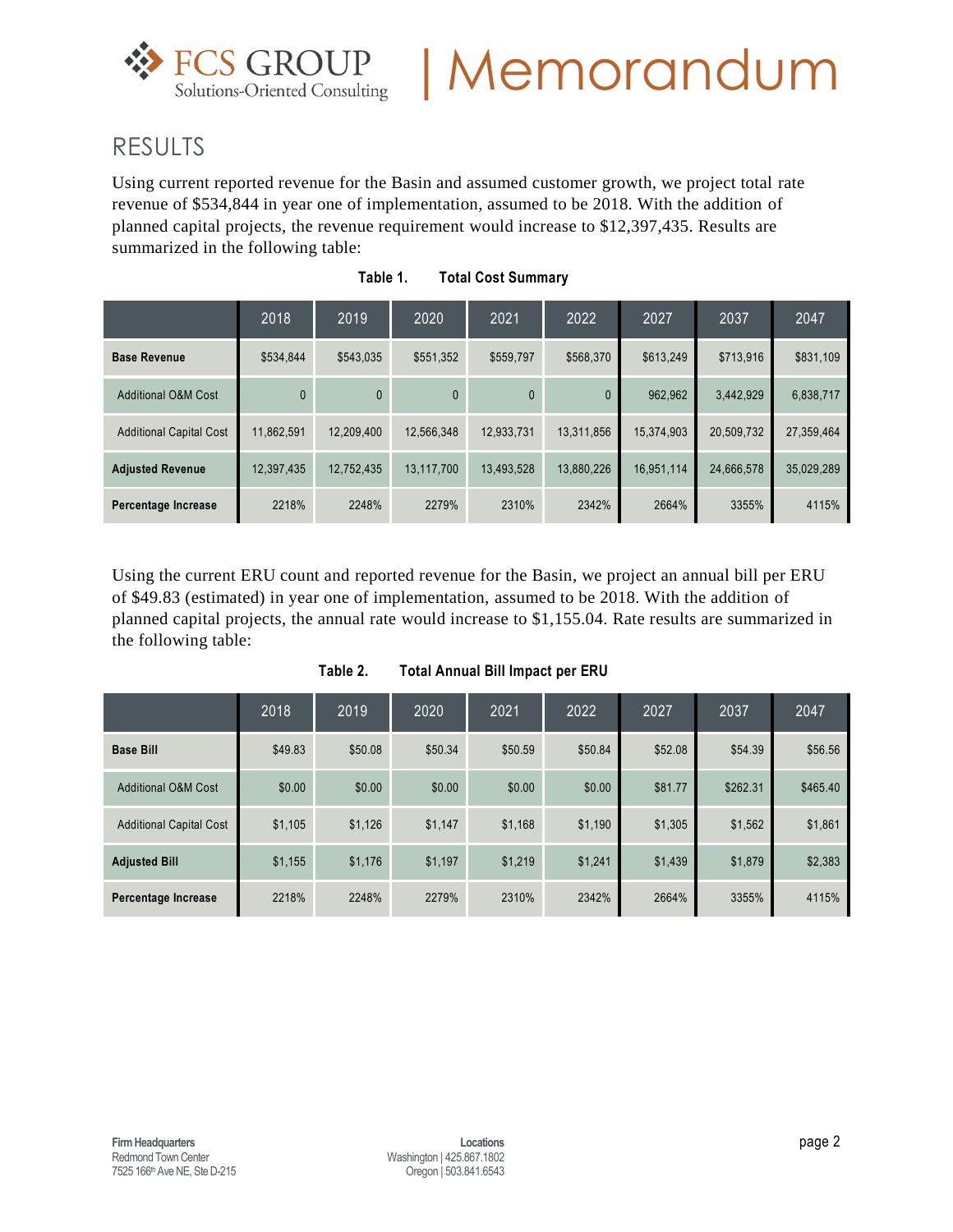## RESULTS

Using current reported revenue for the Basin and assumed customer growth, we project total rate revenue of $534,844 in year one of implementation, assumed to be 2018. With the addition of planned capital projects, the revenue requirement would increase to $12,397,435. Results are summarized in the following table:

**Table 1. Total Cost Summary**

| | 2018 | 2019 | 2020 | 2021 | 2022 | 2027 | 2037 | 2047 |
|---|---|---|---|---|---|---|---|---|
| **Base Revenue** | $534,844 | $543,035 | $551,352 | $559,797 | $568,370 | $613,249 | $713,916 | $831,109 |
| Additional O&M Cost | 0 | 0 | 0 | 0 | 0 | 962,962 | 3,442,929 | 6,838,717 |
| Additional Capital Cost | 11,862,591 | 12,209,400 | 12,566,348 | 12,933,731 | 13,311,856 | 15,374,903 | 20,509,732 | 27,359,464 |
| **Adjusted Revenue** | 12,397,435 | 12,752,435 | 13,117,700 | 13,493,528 | 13,880,226 | 16,951,114 | 24,666,578 | 35,029,289 |
| **Percentage Increase** | 2218% | 2248% | 2279% | 2310% | 2342% | 2664% | 3355% | 4115% |

Using the current ERU count and reported revenue for the Basin, we project an annual bill per ERU of $49.83 (estimated) in year one of implementation, assumed to be 2018. With the addition of planned capital projects, the annual rate would increase to $1,155.04. Rate results are summarized in the following table:

**Table 2. Total Annual Bill Impact per ERU**

| | 2018 | 2019 | 2020 | 2021 | 2022 | 2027 | 2037 | 2047 |
|---|---|---|---|---|---|---|---|---|
| **Base Bill** | $49.83 | $50.08 | $50.34 | $50.59 | $50.84 | $52.08 | $54.39 | $56.56 |
| Additional O&M Cost | $0.00 | $0.00 | $0.00 | $0.00 | $0.00 | $81.77 | $262.31 | $465.40 |
| Additional Capital Cost | $1,105 | $1,126 | $1,147 | $1,168 | $1,190 | $1,305 | $1,562 | $1,861 |
| **Adjusted Bill** | $1,155 | $1,176 | $1,197 | $1,219 | $1,241 | $1,439 | $1,879 | $2,383 |
| **Percentage Increase** | 2218% | 2248% | 2279% | 2310% | 2342% | 2664% | 3355% | 4115% |